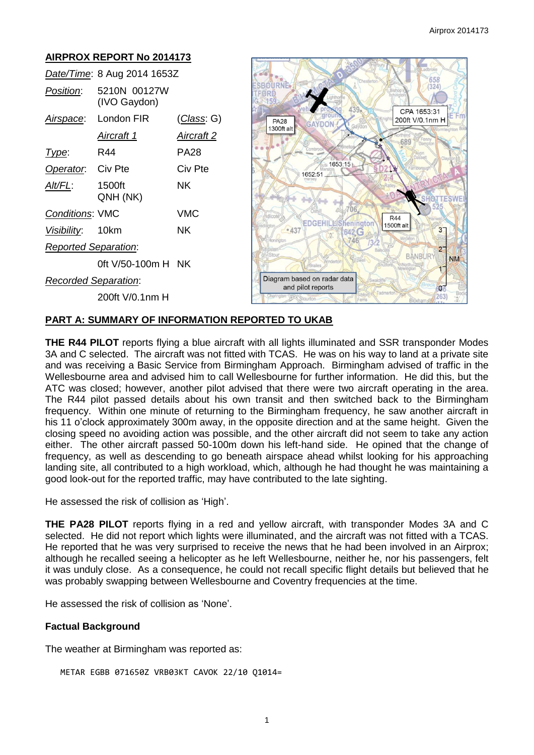## AIRPROX REPORT No 2014173

| | | |
|---|---|---|
| *Date/Time*: | 8 Aug 2014 1653Z | |
| *Position*: | 5210N 00127W (IVO Gaydon) | |
| *Airspace*: | London FIR | (*Class*: G) |
| | *Aircraft 1* | *Aircraft 2* |
| *Type*: | R44 | PA28 |
| *Operator*: | Civ Pte | Civ Pte |
| *Alt/FL*: | 1500ft QNH (NK) | NK |
| *Conditions*: | VMC | VMC |
| *Visibility*: | 10km | NK |
| *Reported Separation*: | | |
| | 0ft V/50-100m H | NK |
| *Recorded Separation*: | | |
| | 200ft V/0.1nm H | |

Diagram based on radar data and pilot reports

## PART A: SUMMARY OF INFORMATION REPORTED TO UKAB

**THE R44 PILOT** reports flying a blue aircraft with all lights illuminated and SSR transponder Modes 3A and C selected. The aircraft was not fitted with TCAS. He was on his way to land at a private site and was receiving a Basic Service from Birmingham Approach. Birmingham advised of traffic in the Wellesbourne area and advised him to call Wellesbourne for further information. He did this, but the ATC was closed; however, another pilot advised that there were two aircraft operating in the area. The R44 pilot passed details about his own transit and then switched back to the Birmingham frequency. Within one minute of returning to the Birmingham frequency, he saw another aircraft in his 11 o'clock approximately 300m away, in the opposite direction and at the same height. Given the closing speed no avoiding action was possible, and the other aircraft did not seem to take any action either. The other aircraft passed 50-100m down his left-hand side. He opined that the change of frequency, as well as descending to go beneath airspace ahead whilst looking for his approaching landing site, all contributed to a high workload, which, although he had thought he was maintaining a good look-out for the reported traffic, may have contributed to the late sighting.

He assessed the risk of collision as 'High'.

**THE PA28 PILOT** reports flying in a red and yellow aircraft, with transponder Modes 3A and C selected. He did not report which lights were illuminated, and the aircraft was not fitted with a TCAS. He reported that he was very surprised to receive the news that he had been involved in an Airprox; although he recalled seeing a helicopter as he left Wellesbourne, neither he, nor his passengers, felt it was unduly close. As a consequence, he could not recall specific flight details but believed that he was probably swapping between Wellesbourne and Coventry frequencies at the time.

He assessed the risk of collision as 'None'.

### Factual Background

The weather at Birmingham was reported as:

```
METAR EGBB 071650Z VRB03KT CAVOK 22/10 Q1014=
```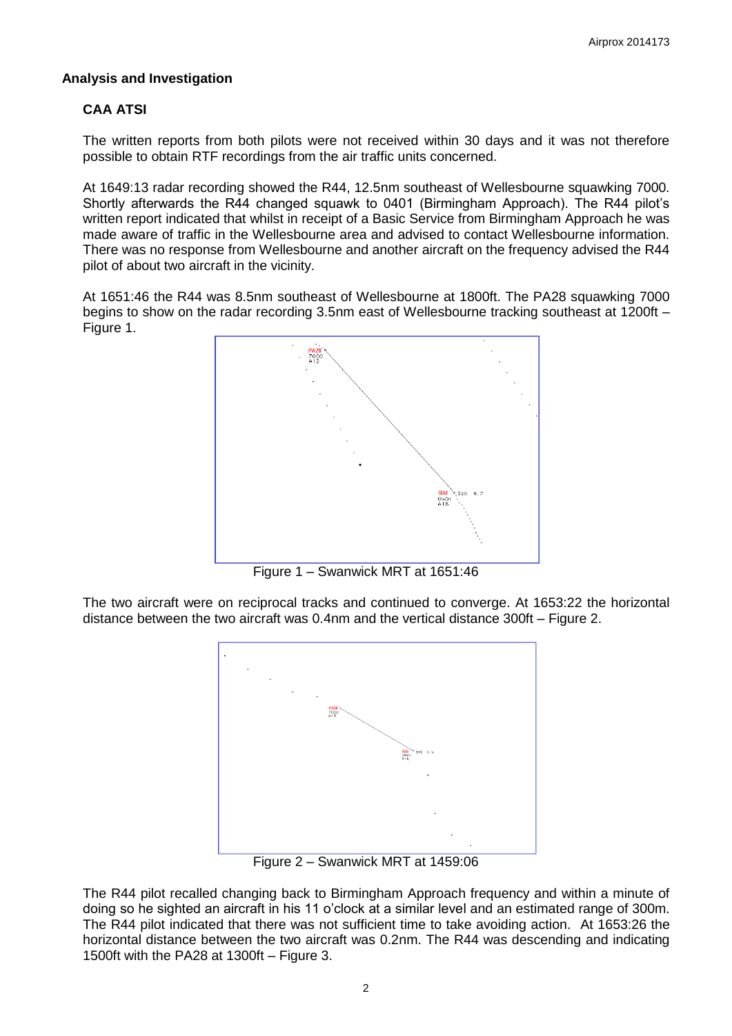## Analysis and Investigation

### CAA ATSI

The written reports from both pilots were not received within 30 days and it was not therefore possible to obtain RTF recordings from the air traffic units concerned.

At 1649:13 radar recording showed the R44, 12.5nm southeast of Wellesbourne squawking 7000. Shortly afterwards the R44 changed squawk to 0401 (Birmingham Approach). The R44 pilot's written report indicated that whilst in receipt of a Basic Service from Birmingham Approach he was made aware of traffic in the Wellesbourne area and advised to contact Wellesbourne information. There was no response from Wellesbourne and another aircraft on the frequency advised the R44 pilot of about two aircraft in the vicinity.

At 1651:46 the R44 was 8.5nm southeast of Wellesbourne at 1800ft. The PA28 squawking 7000 begins to show on the radar recording 3.5nm east of Wellesbourne tracking southeast at 1200ft – Figure 1.

Figure 1 – Swanwick MRT at 1651:46

The two aircraft were on reciprocal tracks and continued to converge. At 1653:22 the horizontal distance between the two aircraft was 0.4nm and the vertical distance 300ft – Figure 2.

Figure 2 – Swanwick MRT at 1459:06

The R44 pilot recalled changing back to Birmingham Approach frequency and within a minute of doing so he sighted an aircraft in his 11 o'clock at a similar level and an estimated range of 300m. The R44 pilot indicated that there was not sufficient time to take avoiding action. At 1653:26 the horizontal distance between the two aircraft was 0.2nm. The R44 was descending and indicating 1500ft with the PA28 at 1300ft – Figure 3.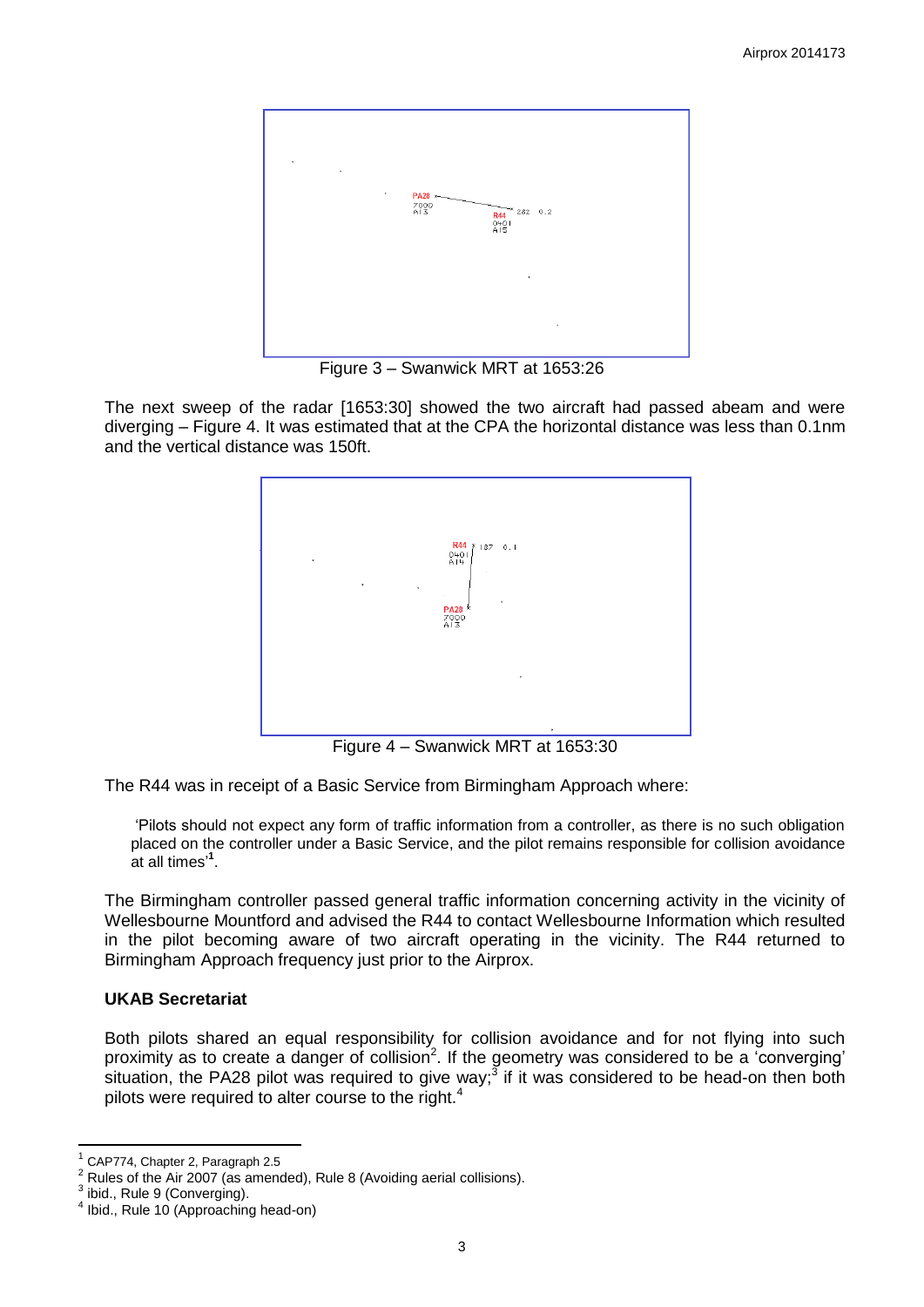Figure 3 – Swanwick MRT at 1653:26

The next sweep of the radar [1653:30] showed the two aircraft had passed abeam and were diverging – Figure 4. It was estimated that at the CPA the horizontal distance was less than 0.1nm and the vertical distance was 150ft.

Figure 4 – Swanwick MRT at 1653:30

The R44 was in receipt of a Basic Service from Birmingham Approach where:

> 'Pilots should not expect any form of traffic information from a controller, as there is no such obligation placed on the controller under a Basic Service, and the pilot remains responsible for collision avoidance at all times'[1].

The Birmingham controller passed general traffic information concerning activity in the vicinity of Wellesbourne Mountford and advised the R44 to contact Wellesbourne Information which resulted in the pilot becoming aware of two aircraft operating in the vicinity. The R44 returned to Birmingham Approach frequency just prior to the Airprox.

### UKAB Secretariat

Both pilots shared an equal responsibility for collision avoidance and for not flying into such proximity as to create a danger of collision[2]. If the geometry was considered to be a 'converging' situation, the PA28 pilot was required to give way;[3] if it was considered to be head-on then both pilots were required to alter course to the right.[4]

---

[1] CAP774, Chapter 2, Paragraph 2.5

[2] Rules of the Air 2007 (as amended), Rule 8 (Avoiding aerial collisions).

[3] ibid., Rule 9 (Converging).

[4] Ibid., Rule 10 (Approaching head-on)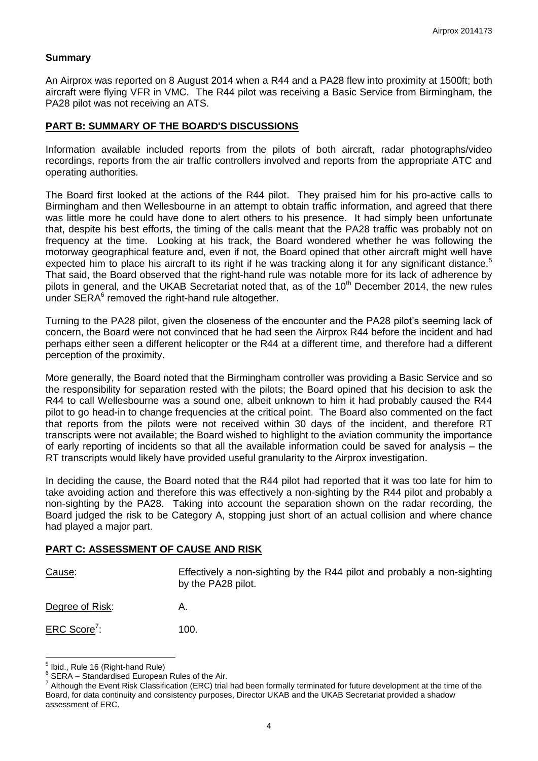### Summary

An Airprox was reported on 8 August 2014 when a R44 and a PA28 flew into proximity at 1500ft; both aircraft were flying VFR in VMC. The R44 pilot was receiving a Basic Service from Birmingham, the PA28 pilot was not receiving an ATS.

## PART B: SUMMARY OF THE BOARD'S DISCUSSIONS

Information available included reports from the pilots of both aircraft, radar photographs/video recordings, reports from the air traffic controllers involved and reports from the appropriate ATC and operating authorities.

The Board first looked at the actions of the R44 pilot. They praised him for his pro-active calls to Birmingham and then Wellesbourne in an attempt to obtain traffic information, and agreed that there was little more he could have done to alert others to his presence. It had simply been unfortunate that, despite his best efforts, the timing of the calls meant that the PA28 traffic was probably not on frequency at the time. Looking at his track, the Board wondered whether he was following the motorway geographical feature and, even if not, the Board opined that other aircraft might well have expected him to place his aircraft to its right if he was tracking along it for any significant distance.[5] That said, the Board observed that the right-hand rule was notable more for its lack of adherence by pilots in general, and the UKAB Secretariat noted that, as of the 10th December 2014, the new rules under SERA[6] removed the right-hand rule altogether.

Turning to the PA28 pilot, given the closeness of the encounter and the PA28 pilot's seeming lack of concern, the Board were not convinced that he had seen the Airprox R44 before the incident and had perhaps either seen a different helicopter or the R44 at a different time, and therefore had a different perception of the proximity.

More generally, the Board noted that the Birmingham controller was providing a Basic Service and so the responsibility for separation rested with the pilots; the Board opined that his decision to ask the R44 to call Wellesbourne was a sound one, albeit unknown to him it had probably caused the R44 pilot to go head-in to change frequencies at the critical point. The Board also commented on the fact that reports from the pilots were not received within 30 days of the incident, and therefore RT transcripts were not available; the Board wished to highlight to the aviation community the importance of early reporting of incidents so that all the available information could be saved for analysis – the RT transcripts would likely have provided useful granularity to the Airprox investigation.

In deciding the cause, the Board noted that the R44 pilot had reported that it was too late for him to take avoiding action and therefore this was effectively a non-sighting by the R44 pilot and probably a non-sighting by the PA28. Taking into account the separation shown on the radar recording, the Board judged the risk to be Category A, stopping just short of an actual collision and where chance had played a major part.

## PART C: ASSESSMENT OF CAUSE AND RISK

Cause: Effectively a non-sighting by the R44 pilot and probably a non-sighting by the PA28 pilot.

Degree of Risk: A.

ERC Score[7]: 100.

---

[5] Ibid., Rule 16 (Right-hand Rule)

[6] SERA – Standardised European Rules of the Air.

[7] Although the Event Risk Classification (ERC) trial had been formally terminated for future development at the time of the Board, for data continuity and consistency purposes, Director UKAB and the UKAB Secretariat provided a shadow assessment of ERC.